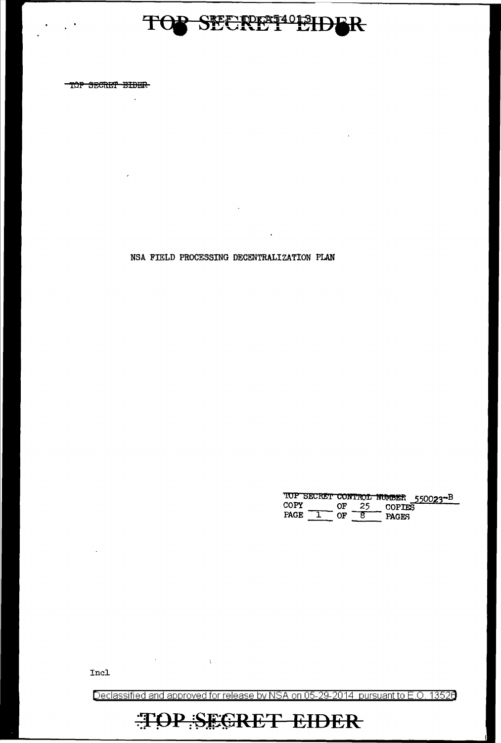~~TOP SECRET EIDER~~

# NSA FIELD PROCESSING DECENTRALIZATION PLAN

~~TOP SECRET CONTROL NUMBER~~ 550023-B
COPY ___ OF 25 COPIES
PAGE 1 OF 8 PAGES

Incl

Declassified and approved for release by NSA on 05-29-2014 pursuant to E.O. 13526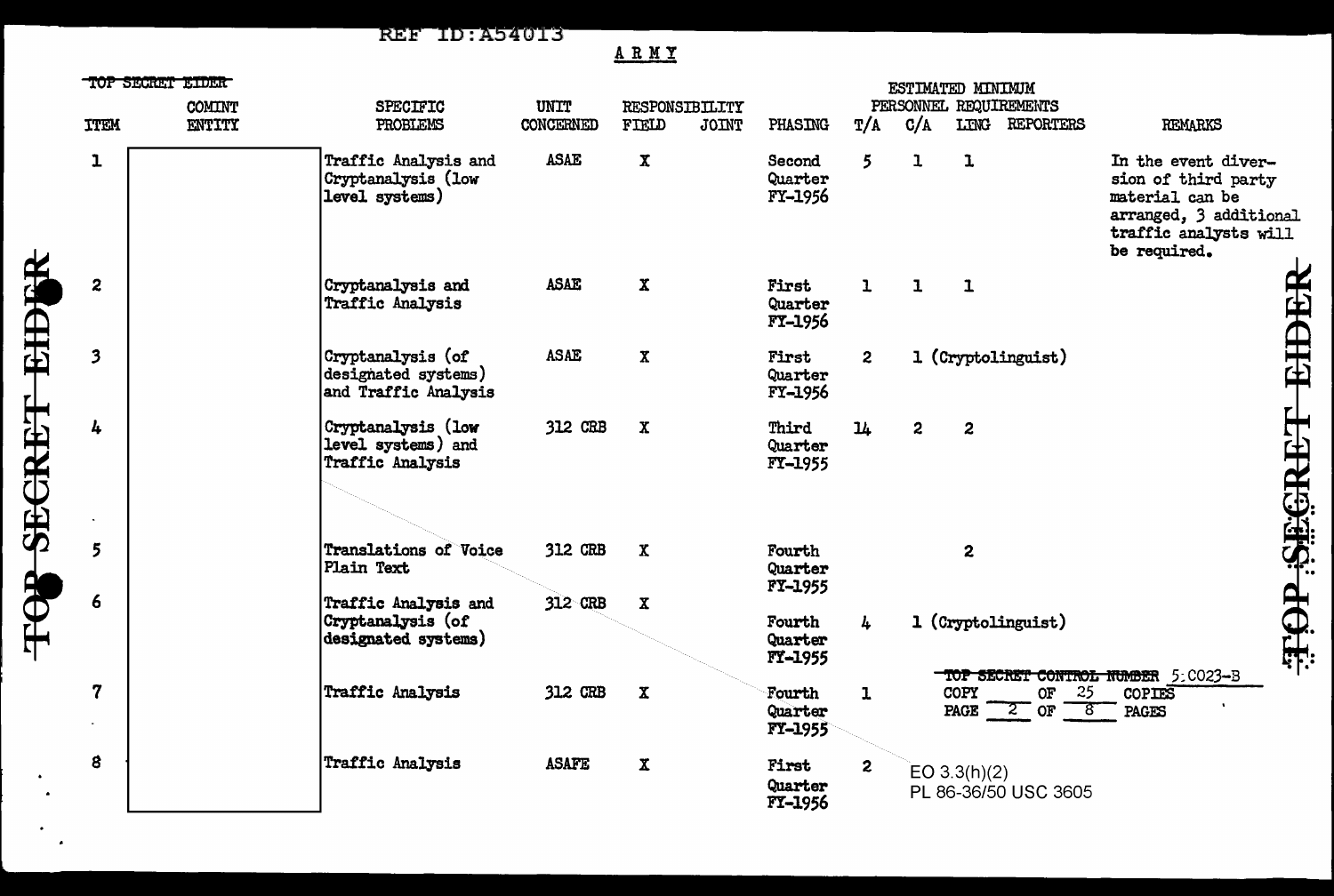REF ID:A54013

ARMY

~~TOP SECRET EIDER~~

| ITEM | COMINT ENTITY | SPECIFIC PROBLEMS | UNIT CONCERNED | RESPONSIBILITY FIELD | RESPONSIBILITY JOINT | PHASING | ESTIMATED MINIMUM PERSONNEL REQUIREMENTS T/A | C/A | LING | REPORTERS | REMARKS |
|---|---|---|---|---|---|---|---|---|---|---|---|
| 1 | | Traffic Analysis and Cryptanalysis (low level systems) | ASAE | X | | Second Quarter FY-1956 | 5 | 1 | 1 | | In the event diversion of third party material can be arranged, 3 additional traffic analysts will be required. |
| 2 | | Cryptanalysis and Traffic Analysis | ASAE | X | | First Quarter FY-1956 | 1 | 1 | 1 | | |
| 3 | | Cryptanalysis (of designated systems) and Traffic Analysis | ASAE | X | | First Quarter FY-1956 | 2 | 1 (Cryptolinguist) | | | |
| 4 | | Cryptanalysis (low level systems) and Traffic Analysis | 312 CRB | X | | Third Quarter FY-1955 | 14 | 2 | 2 | | |
| 5 | | Translations of Voice Plain Text | 312 CRB | X | | Fourth Quarter FY-1955 | | | 2 | | |
| 6 | | Traffic Analysis and Cryptanalysis (of designated systems) | 312 CRB | X | | Fourth Quarter FY-1955 | 4 | 1 (Cryptolinguist) | | | |
| 7 | | Traffic Analysis | 312 CRB | X | | Fourth Quarter FY-1955 | 1 | | | | |
| 8 | | Traffic Analysis | ASAFE | X | | First Quarter FY-1956 | 2 | | | | |

~~TOP SECRET CONTROL NUMBER~~ 5:C023-B
COPY ____ OF 25 COPIES
PAGE 2 OF 8 PAGES

EO 3.3(h)(2)
PL 86-36/50 USC 3605

~~TOP SECRET EIDER~~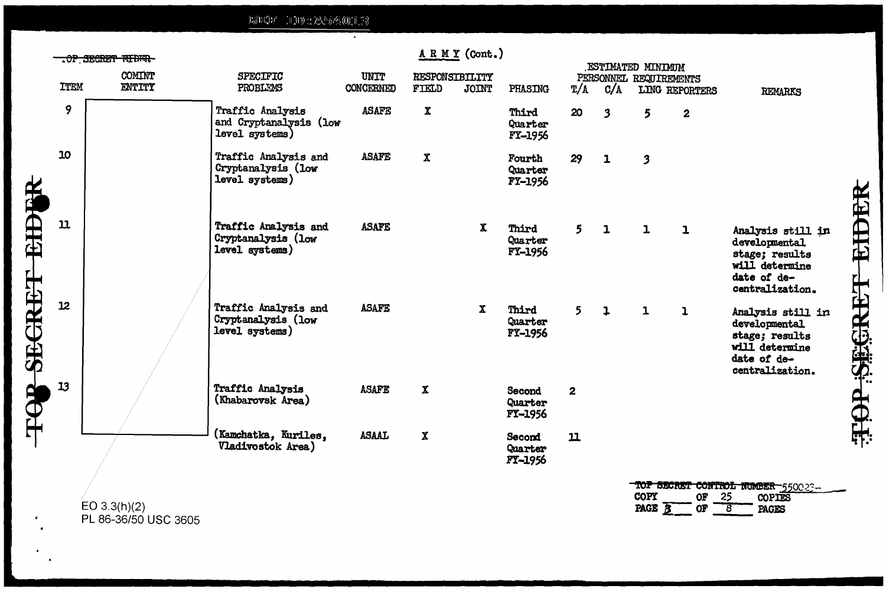~~TOP SECRET EIDER~~

## A R M Y (Cont.)

| ITEM | COMINT ENTITY | SPECIFIC PROBLEMS | UNIT CONCERNED | RESPONSIBILITY FIELD | RESPONSIBILITY JOINT | PHASING | ESTIMATED MINIMUM PERSONNEL REQUIREMENTS T/A | C/A | LING | REPORTERS | REMARKS |
|---|---|---|---|---|---|---|---|---|---|---|---|
| 9 | | Traffic Analysis and Cryptanalysis (low level systems) | ASAFE | X | | Third Quarter FY-1956 | 20 | 3 | 5 | 2 | |
| 10 | | Traffic Analysis and Cryptanalysis (low level systems) | ASAFE | X | | Fourth Quarter FY-1956 | 29 | 1 | 3 | | |
| 11 | | Traffic Analysis and Cryptanalysis (low level systems) | ASAFE | | X | Third Quarter FY-1956 | 5 | 1 | 1 | 1 | Analysis still in developmental stage; results will determine date of de-centralization. |
| 12 | | Traffic Analysis and Cryptanalysis (low level systems) | ASAFE | | X | Third Quarter FY-1956 | 5 | 1 | 1 | 1 | Analysis still in developmental stage; results will determine date of de-centralization. |
| 13 | | Traffic Analysis (Khabarovsk Area) | ASAFE | X | | Second Quarter FY-1956 | 2 | | | | |
| | | (Kamchatka, Kuriles, Vladivostok Area) | ASAAL | X | | Second Quarter FY-1956 | 11 | | | | |

EO 3.3(h)(2)
PL 86-36/50 USC 3605

~~TOP SECRET CONTROL NUMBER~~ 55002?-
COPY ____ OF 25 COPIES
PAGE 3 OF 8 PAGES

TOP SECRET EIDER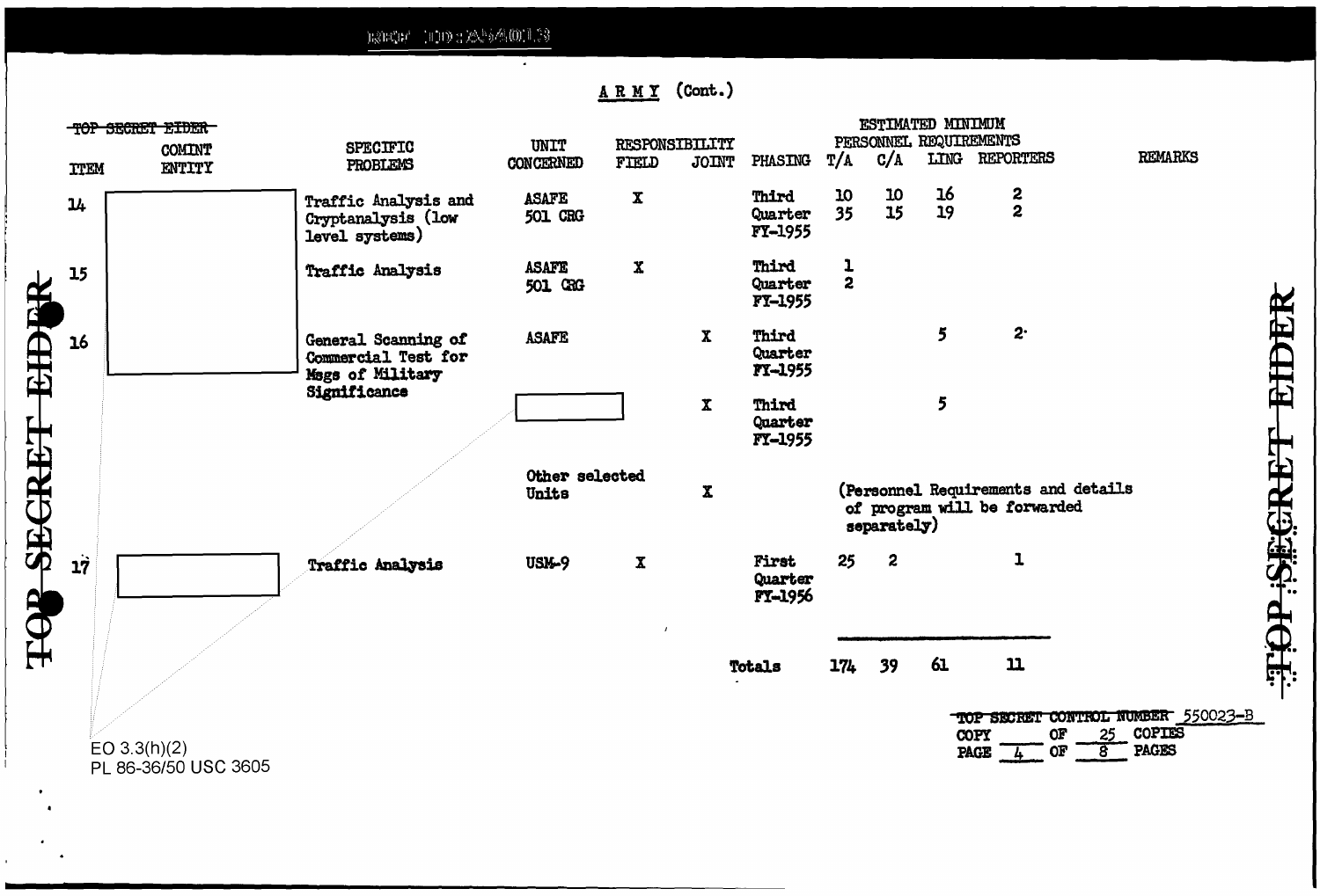## ARMY (Cont.)

~~TOP SECRET EIDER~~

| ITEM | COMINT ENTITY | SPECIFIC PROBLEMS | UNIT CONCERNED | RESPONSIBILITY FIELD | RESPONSIBILITY JOINT | PHASING | ESTIMATED MINIMUM PERSONNEL REQUIREMENTS T/A | C/A | LING | REPORTERS | REMARKS |
|---|---|---|---|---|---|---|---|---|---|---|---|
| 14 | | Traffic Analysis and Cryptanalysis (low level systems) | ASAFE 501 CRG | X | | Third Quarter FY-1955 | 10 35 | 10 15 | 16 19 | 2 2 | |
| 15 | | Traffic Analysis | ASAFE 501 CRG | X | | Third Quarter FY-1955 | 1 2 | | | | |
| 16 | | General Scanning of Commercial Test for Msgs of Military Significance | ASAFE | | X | Third Quarter FY-1955 | | | 5 | 2 | |
| | | | | | X | Third Quarter FY-1955 | | | 5 | | |
| | | | Other selected Units | | X | | (Personnel Requirements and details of program will be forwarded separately) | | | | |
| 17 | | Traffic Analysis | USM-9 | X | | First Quarter FY-1956 | 25 | 2 | | 1 | |
| | | | | | | Totals | 174 | 39 | 61 | 11 | |

EO 3.3(h)(2)
PL 86-36/50 USC 3605

~~TOP SECRET CONTROL NUMBER~~ 550023-B
COPY ____ OF 25 COPIES
PAGE 4 OF 8 PAGES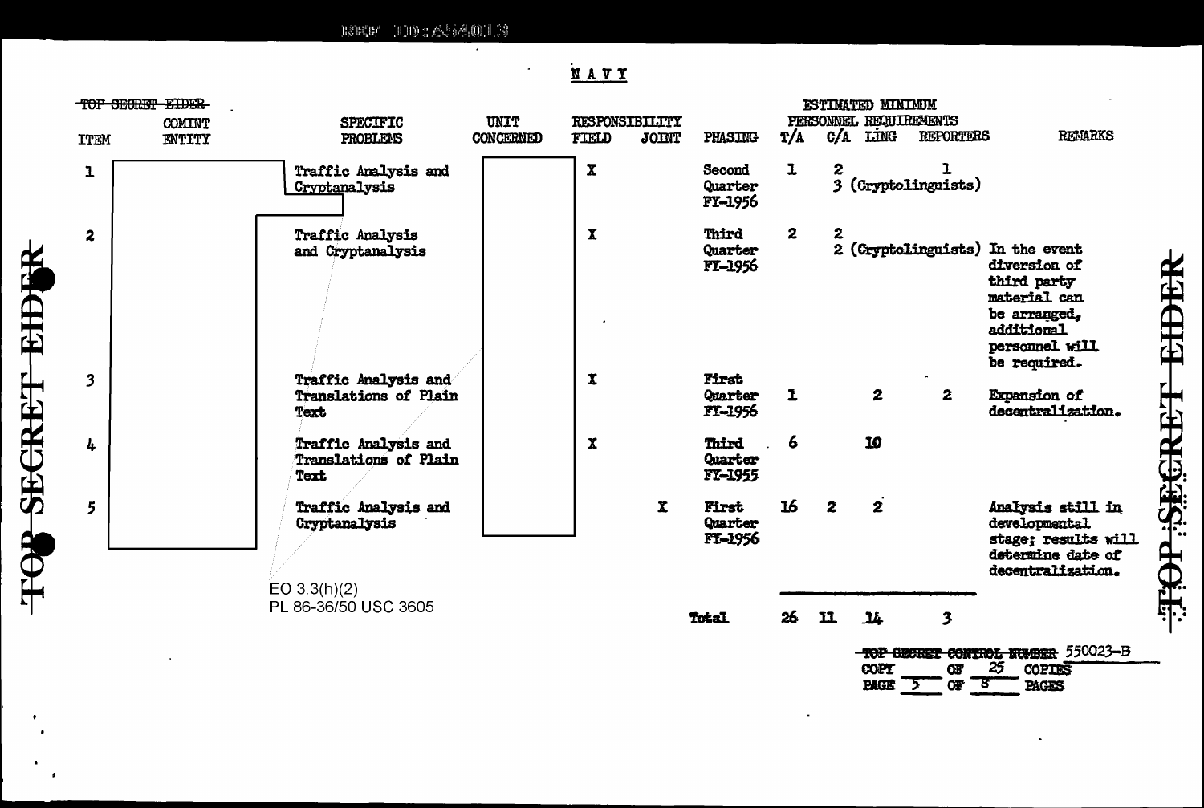REF ID:A56013

# NAVY

~~TOP SECRET EIDER~~

| ITEM | COMINT ENTITY | SPECIFIC PROBLEMS | UNIT CONCERNED | RESPONSIBILITY FIELD | RESPONSIBILITY JOINT | PHASING | ESTIMATED MINIMUM PERSONNEL REQUIREMENTS T/A | C/A | LING | REPORTERS | REMARKS |
|---|---|---|---|---|---|---|---|---|---|---|---|
| 1 | | Traffic Analysis and Cryptanalysis | | X | | Second Quarter FY-1956 | 1 | 2 | 3 (Cryptolinguists) | 1 | |
| 2 | | Traffic Analysis and Cryptanalysis | | X | | Third Quarter FY-1956 | 2 | 2 | 2 (Cryptolinguists) | | In the event diversion of third party material can be arranged, additional personnel will be required. |
| 3 | | Traffic Analysis and Translations of Plain Text | | X | | First Quarter FY-1956 | 1 | | 2 | 2 | Expansion of decentralization. |
| 4 | | Traffic Analysis and Translations of Plain Text | | X | | Third Quarter FY-1955 | 6 | | 10 | | |
| 5 | | Traffic Analysis and Cryptanalysis | | | X | First Quarter FY-1956 | 16 | 2 | 2 | | Analysis still in developmental stage; results will determine date of decentralization. |
| | | | | | | Total | 26 | 11 | 14 | 3 | |

EO 3.3(h)(2)
PL 86-36/50 USC 3605

~~TOP SECRET CONTROL NUMBER~~ 550023-B
COPY ___ OF 25 COPIES
PAGE 5 OF 8 PAGES

~~TOP SECRET EIDER~~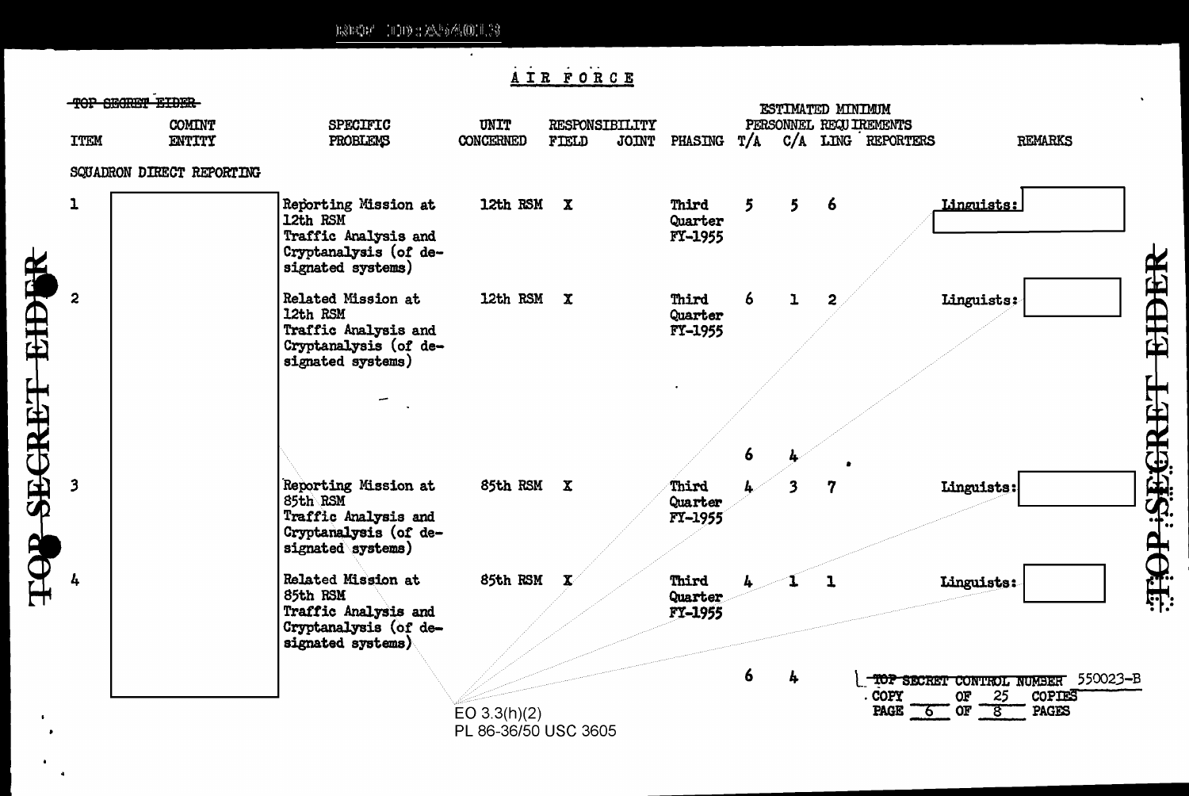REF ID:A54013

AIR FORCE

~~TOP SECRET EIDER~~

| ITEM | COMINT ENTITY | SPECIFIC PROBLEMS | UNIT CONCERNED | RESPONSIBILITY FIELD | RESPONSIBILITY JOINT | PHASING | ESTIMATED MINIMUM PERSONNEL REQUIREMENTS T/A | C/A | LING | REPORTERS | REMARKS |
|---|---|---|---|---|---|---|---|---|---|---|---|
| SQUADRON DIRECT REPORTING | | | | | | | | | | | |
| 1 | | Reporting Mission at 12th RSM Traffic Analysis and Cryptanalysis (of designated systems) | 12th RSM | X | | Third Quarter FY-1955 | 5 | 5 | 6 | | Linguists: |
| 2 | | Related Mission at 12th RSM Traffic Analysis and Cryptanalysis (of designated systems) | 12th RSM | X | | Third Quarter FY-1955 | 6 | 1 | 2 | | Linguists: |
| | | | | | | | 6 | 4 | | | |
| 3 | | Reporting Mission at 85th RSM Traffic Analysis and Cryptanalysis (of designated systems) | 85th RSM | X | | Third Quarter FY-1955 | 4 | 3 | 7 | | Linguists: |
| 4 | | Related Mission at 85th RSM Traffic Analysis and Cryptanalysis (of designated systems) | 85th RSM | X | | Third Quarter FY-1955 | 4 | 1 | 1 | | Linguists: |
| | | | | | | | 6 | 4 | | | |

EO 3.3(h)(2)
PL 86-36/50 USC 3605

~~TOP SECRET~~ CONTROL NUMBER 550023-B
COPY ___ OF 25 COPIES
PAGE 6 OF 8 PAGES

TOP SECRET EIDER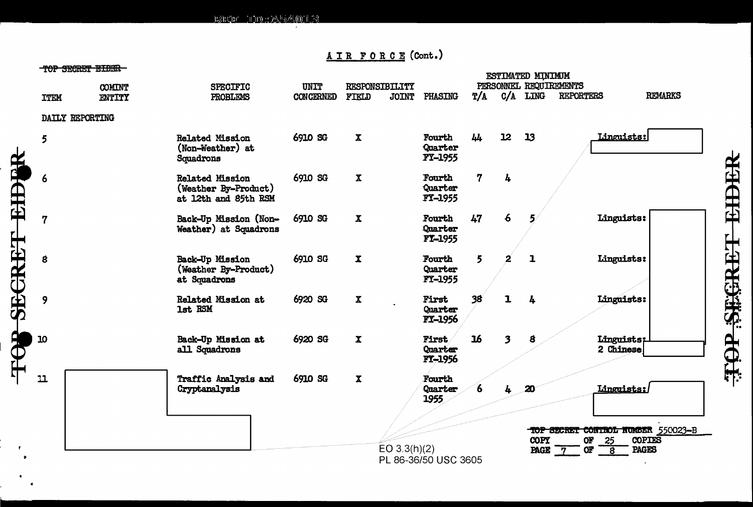# AIR FORCE (Cont.)

~~TOP SECRET EIDER~~

| ITEM | COMINT ENTITY | SPECIFIC PROBLEMS | UNIT CONCERNED | RESPONSIBILITY FIELD | RESPONSIBILITY JOINT | PHASING | ESTIMATED MINIMUM PERSONNEL REQUIREMENTS T/A | C/A | LING | REPORTERS | REMARKS |
|---|---|---|---|---|---|---|---|---|---|---|---|
| DAILY REPORTING | | | | | | | | | | | |
| 5 | | Related Mission (Non-Weather) at Squadrons | 6910 SG | X | | Fourth Quarter FY-1955 | 44 | 12 | 13 | | Linguists: |
| 6 | | Related Mission (Weather By-Product) at 12th and 85th RSM | 6910 SG | X | | Fourth Quarter FY-1955 | 7 | 4 | | | |
| 7 | | Back-Up Mission (Non-Weather) at Squadrons | 6910 SG | X | | Fourth Quarter FY-1955 | 47 | 6 | 5 | | Linguists: |
| 8 | | Back-Up Mission (Weather By-Product) at Squadrons | 6910 SG | X | | Fourth Quarter FY-1955 | 5 | 2 | 1 | | Linguists: |
| 9 | | Related Mission at 1st RSM | 6920 SG | X | | First Quarter FY-1956 | 38 | 1 | 4 | | Linguists: |
| 10 | | Back-Up Mission at all Squadrons | 6920 SG | X | | First Quarter FY-1956 | 16 | 3 | 8 | | Linguists: 2 Chinese |
| 11 | | Traffic Analysis and Cryptanalysis | 6910 SG | X | | Fourth Quarter 1955 | 6 | 4 | 20 | | Linguists: |

EO 3.3(h)(2)
PL 86-36/50 USC 3605

~~TOP SECRET CONTROL NUMBER~~ 550023-B
COPY ___ OF 25 COPIES
PAGE 7 OF 8 PAGES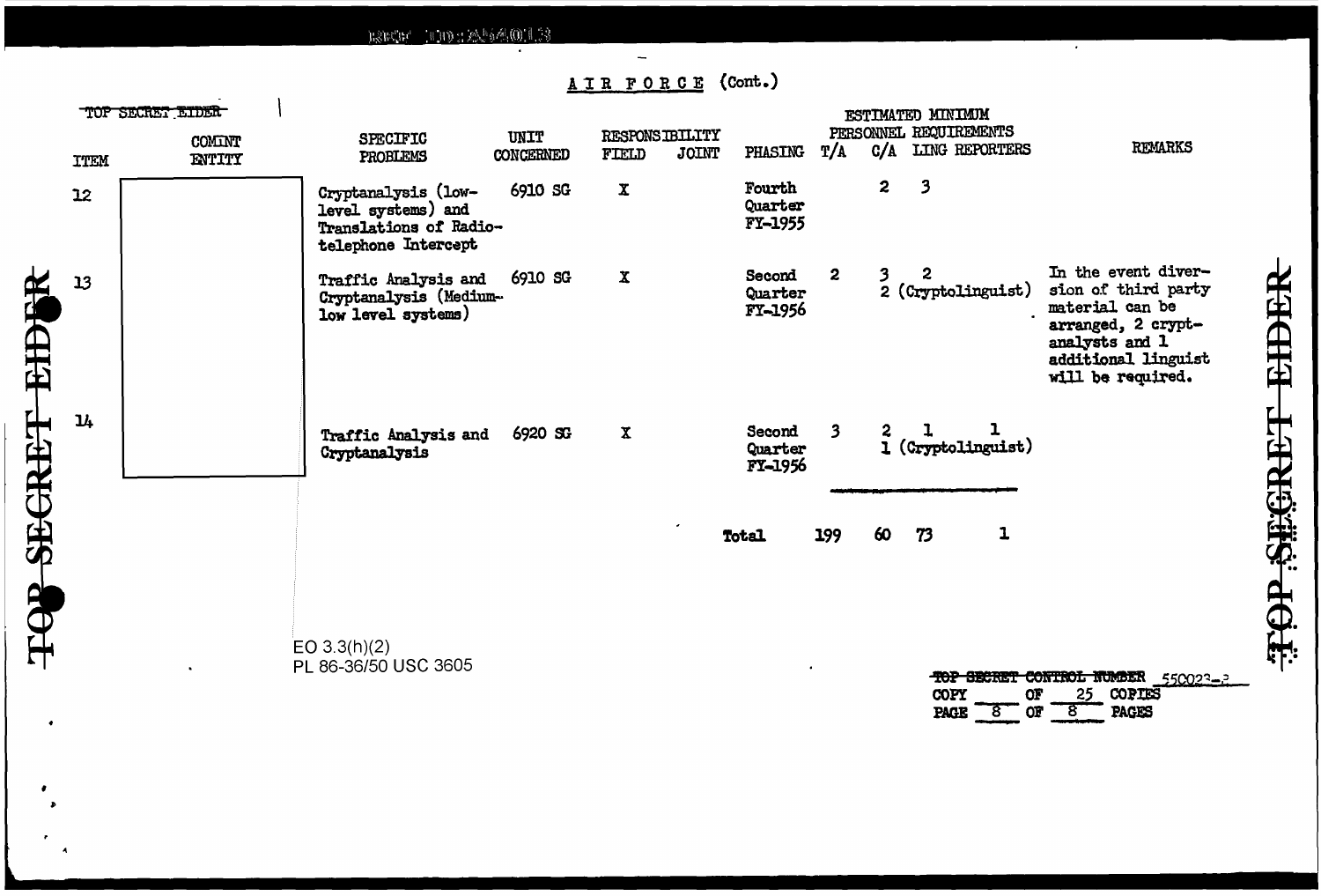# AIR FORCE (Cont.)

~~TOP SECRET EIDER~~

| ITEM | COMINT ENTITY | SPECIFIC PROBLEMS | UNIT CONCERNED | RESPONSIBILITY FIELD | RESPONSIBILITY JOINT | PHASING | ESTIMATED MINIMUM PERSONNEL REQUIREMENTS T/A | C/A | LING | REPORTERS | REMARKS |
|---|---|---|---|---|---|---|---|---|---|---|---|
| 12 | | Cryptanalysis (low-level systems) and Translations of Radio-telephone Intercept | 6910 SG | X | | Fourth Quarter FY-1955 | | 2 | 3 | | |
| 13 | | Traffic Analysis and Cryptanalysis (Medium-low level systems) | 6910 SG | X | | Second Quarter FY-1956 | 2 | 3 2 (Cryptolinguist) | 2 | | In the event diversion of third party material can be arranged, 2 cryptanalysts and 1 additional linguist will be required. |
| 14 | | Traffic Analysis and Cryptanalysis | 6920 SG | X | | Second Quarter FY-1956 | 3 | 2 1 (Cryptolinguist) | 1 | 1 | |
| | | | | | | Total | 199 | 60 | 73 | 1 | |

EO 3.3(h)(2)
PL 86-36/50 USC 3605

~~TOP SECRET CONTROL NUMBER~~ 55C023-?
COPY ___ OF 25 COPIES
PAGE 8 OF 8 PAGES